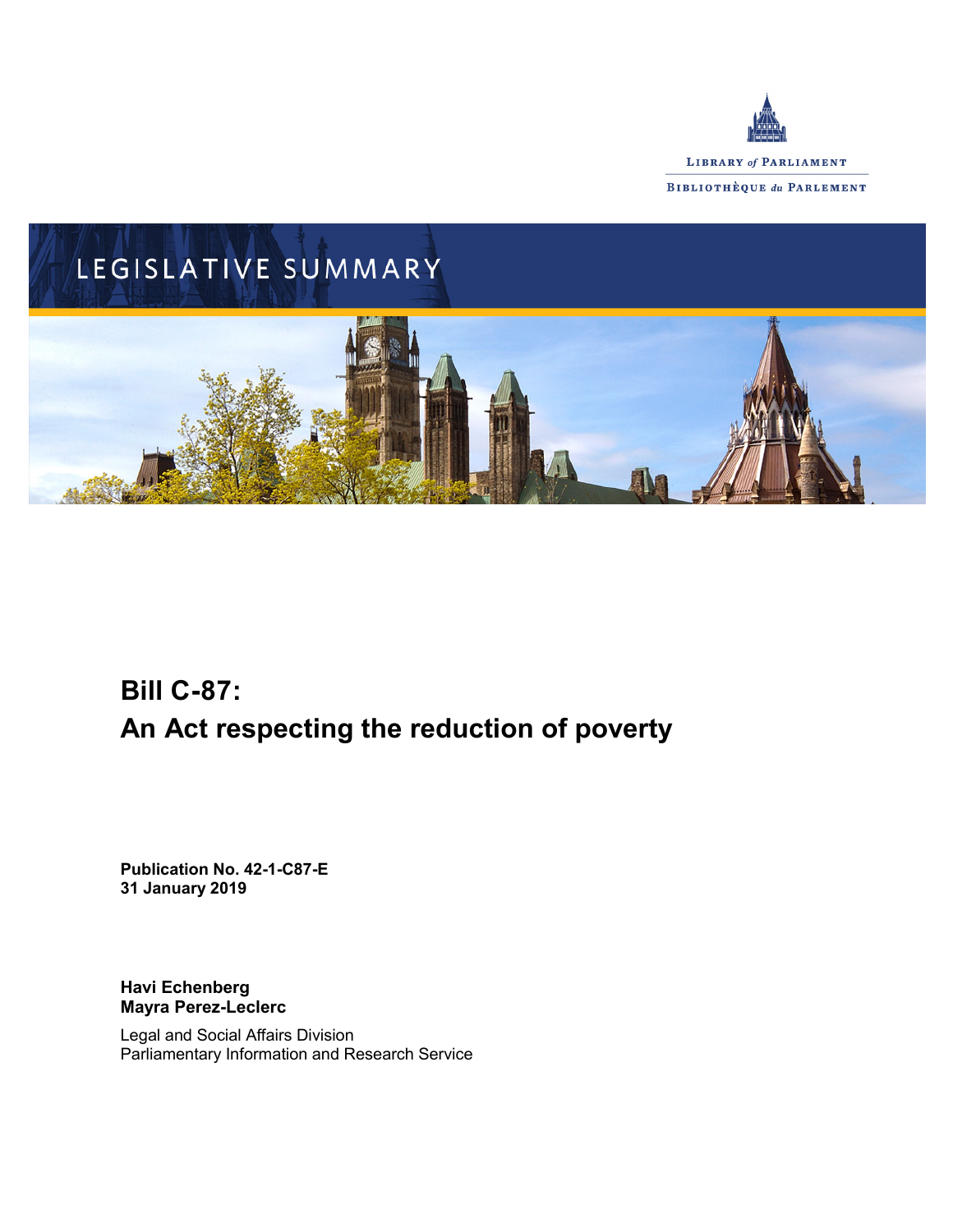LIBRARY *of* PARLIAMENT

BIBLIOTHÈQUE *du* PARLEMENT

LEGISLATIVE SUMMARY

# Bill C-87: An Act respecting the reduction of poverty

**Publication No. 42-1-C87-E**
**31 January 2019**

**Havi Echenberg**
**Mayra Perez-Leclerc**

Legal and Social Affairs Division
Parliamentary Information and Research Service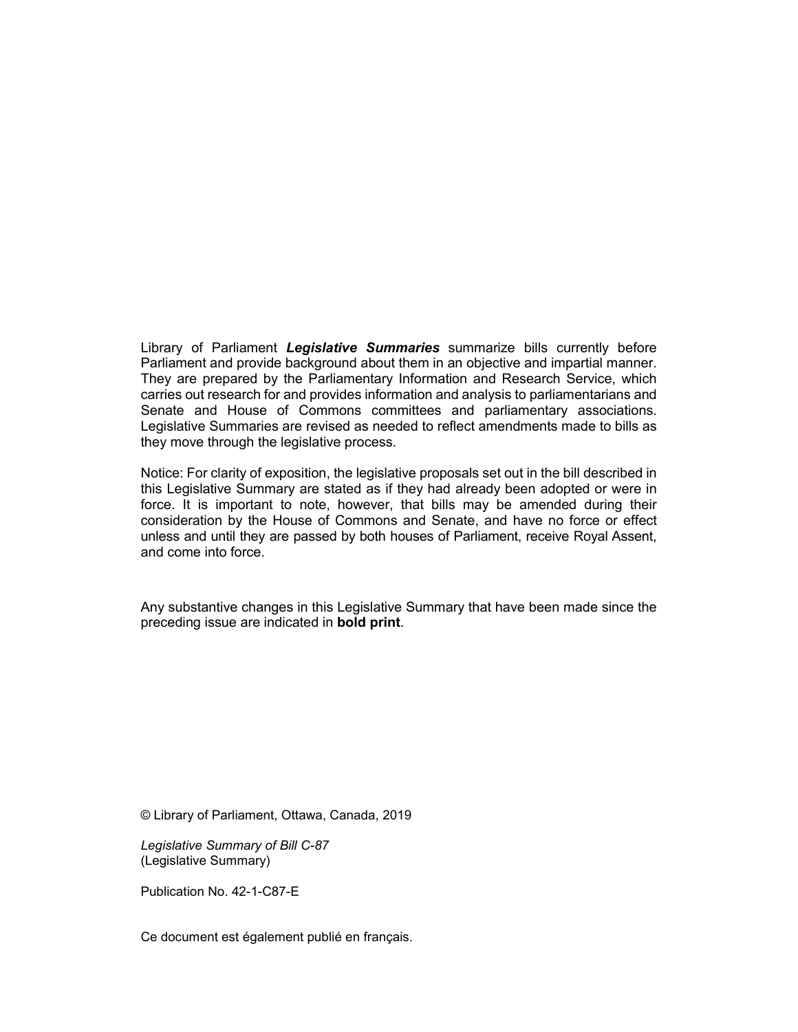Library of Parliament ***Legislative Summaries*** summarize bills currently before Parliament and provide background about them in an objective and impartial manner. They are prepared by the Parliamentary Information and Research Service, which carries out research for and provides information and analysis to parliamentarians and Senate and House of Commons committees and parliamentary associations. Legislative Summaries are revised as needed to reflect amendments made to bills as they move through the legislative process.

Notice: For clarity of exposition, the legislative proposals set out in the bill described in this Legislative Summary are stated as if they had already been adopted or were in force. It is important to note, however, that bills may be amended during their consideration by the House of Commons and Senate, and have no force or effect unless and until they are passed by both houses of Parliament, receive Royal Assent, and come into force.

Any substantive changes in this Legislative Summary that have been made since the preceding issue are indicated in **bold print**.

© Library of Parliament, Ottawa, Canada, 2019

*Legislative Summary of Bill C-87*
(Legislative Summary)

Publication No. 42-1-C87-E

Ce document est également publié en français.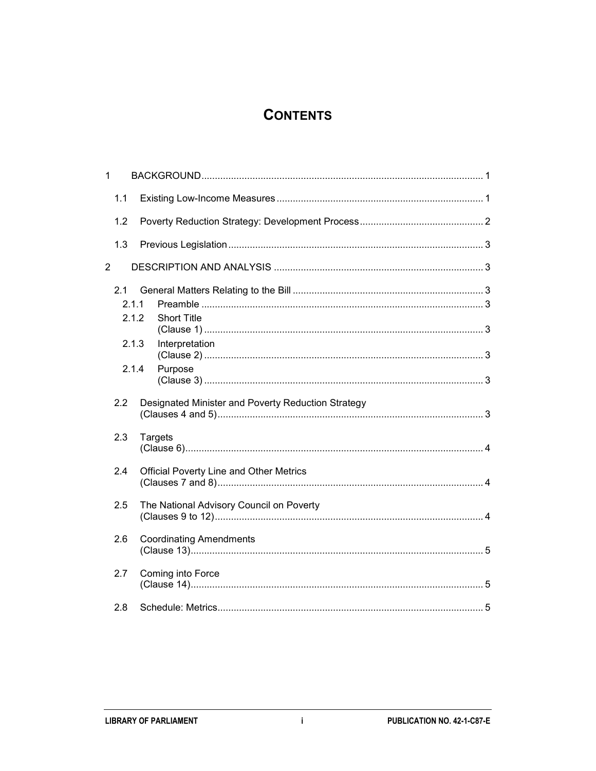# CONTENTS

1 BACKGROUND ........................................................................................................ 1

1.1 Existing Low-Income Measures ............................................................................ 1

1.2 Poverty Reduction Strategy: Development Process ............................................. 2

1.3 Previous Legislation .............................................................................................. 3

2 DESCRIPTION AND ANALYSIS ............................................................................. 3

2.1 General Matters Relating to the Bill ...................................................................... 3

2.1.1 Preamble ........................................................................................................ 3

2.1.2 Short Title (Clause 1) ....................................................................................................... 3

2.1.3 Interpretation (Clause 2) ....................................................................................................... 3

2.1.4 Purpose (Clause 3) ....................................................................................................... 3

2.2 Designated Minister and Poverty Reduction Strategy (Clauses 4 and 5) .................................................................................................. 3

2.3 Targets (Clause 6) ............................................................................................................. 4

2.4 Official Poverty Line and Other Metrics (Clauses 7 and 8) ................................................................................................. 4

2.5 The National Advisory Council on Poverty (Clauses 9 to 12) ................................................................................................... 4

2.6 Coordinating Amendments (Clause 13) ............................................................................................................ 5

2.7 Coming into Force (Clause 14) ............................................................................................................ 5

2.8 Schedule: Metrics .................................................................................................. 5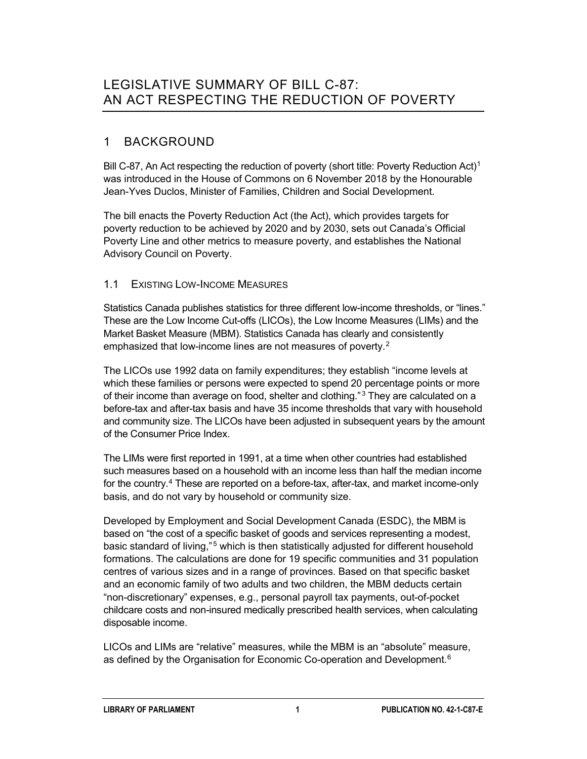# LEGISLATIVE SUMMARY OF BILL C-87: AN ACT RESPECTING THE REDUCTION OF POVERTY

## 1 BACKGROUND

Bill C-87, An Act respecting the reduction of poverty (short title: Poverty Reduction Act)[1] was introduced in the House of Commons on 6 November 2018 by the Honourable Jean-Yves Duclos, Minister of Families, Children and Social Development.

The bill enacts the Poverty Reduction Act (the Act), which provides targets for poverty reduction to be achieved by 2020 and by 2030, sets out Canada's Official Poverty Line and other metrics to measure poverty, and establishes the National Advisory Council on Poverty.

### 1.1 EXISTING LOW-INCOME MEASURES

Statistics Canada publishes statistics for three different low-income thresholds, or "lines." These are the Low Income Cut-offs (LICOs), the Low Income Measures (LIMs) and the Market Basket Measure (MBM). Statistics Canada has clearly and consistently emphasized that low-income lines are not measures of poverty.[2]

The LICOs use 1992 data on family expenditures; they establish "income levels at which these families or persons were expected to spend 20 percentage points or more of their income than average on food, shelter and clothing."[3] They are calculated on a before-tax and after-tax basis and have 35 income thresholds that vary with household and community size. The LICOs have been adjusted in subsequent years by the amount of the Consumer Price Index.

The LIMs were first reported in 1991, at a time when other countries had established such measures based on a household with an income less than half the median income for the country.[4] These are reported on a before-tax, after-tax, and market income-only basis, and do not vary by household or community size.

Developed by Employment and Social Development Canada (ESDC), the MBM is based on "the cost of a specific basket of goods and services representing a modest, basic standard of living,"[5] which is then statistically adjusted for different household formations. The calculations are done for 19 specific communities and 31 population centres of various sizes and in a range of provinces. Based on that specific basket and an economic family of two adults and two children, the MBM deducts certain "non-discretionary" expenses, e.g., personal payroll tax payments, out-of-pocket childcare costs and non-insured medically prescribed health services, when calculating disposable income.

LICOs and LIMs are "relative" measures, while the MBM is an "absolute" measure, as defined by the Organisation for Economic Co-operation and Development.[6]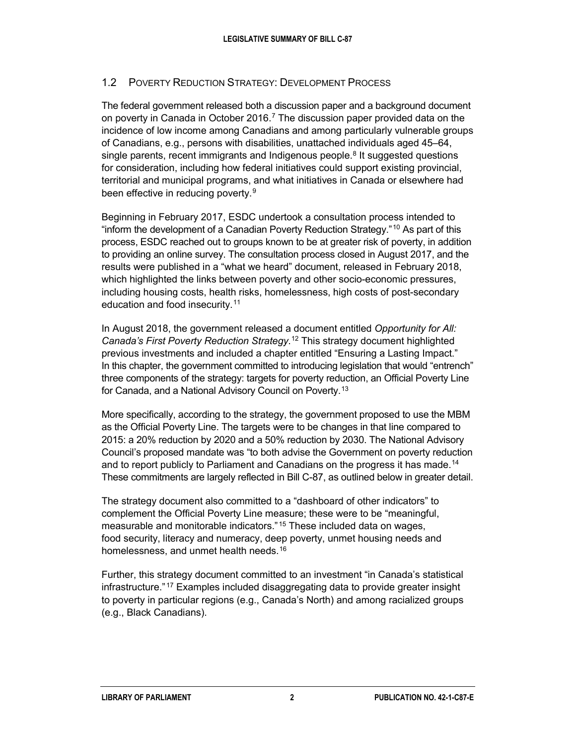### 1.2 Poverty Reduction Strategy: Development Process

The federal government released both a discussion paper and a background document on poverty in Canada in October 2016.[7] The discussion paper provided data on the incidence of low income among Canadians and among particularly vulnerable groups of Canadians, e.g., persons with disabilities, unattached individuals aged 45–64, single parents, recent immigrants and Indigenous people.[8] It suggested questions for consideration, including how federal initiatives could support existing provincial, territorial and municipal programs, and what initiatives in Canada or elsewhere had been effective in reducing poverty.[9]

Beginning in February 2017, ESDC undertook a consultation process intended to "inform the development of a Canadian Poverty Reduction Strategy."[10] As part of this process, ESDC reached out to groups known to be at greater risk of poverty, in addition to providing an online survey. The consultation process closed in August 2017, and the results were published in a "what we heard" document, released in February 2018, which highlighted the links between poverty and other socio-economic pressures, including housing costs, health risks, homelessness, high costs of post-secondary education and food insecurity.[11]

In August 2018, the government released a document entitled *Opportunity for All: Canada's First Poverty Reduction Strategy*.[12] This strategy document highlighted previous investments and included a chapter entitled "Ensuring a Lasting Impact." In this chapter, the government committed to introducing legislation that would "entrench" three components of the strategy: targets for poverty reduction, an Official Poverty Line for Canada, and a National Advisory Council on Poverty.[13]

More specifically, according to the strategy, the government proposed to use the MBM as the Official Poverty Line. The targets were to be changes in that line compared to 2015: a 20% reduction by 2020 and a 50% reduction by 2030. The National Advisory Council's proposed mandate was "to both advise the Government on poverty reduction and to report publicly to Parliament and Canadians on the progress it has made.[14] These commitments are largely reflected in Bill C-87, as outlined below in greater detail.

The strategy document also committed to a "dashboard of other indicators" to complement the Official Poverty Line measure; these were to be "meaningful, measurable and monitorable indicators."[15] These included data on wages, food security, literacy and numeracy, deep poverty, unmet housing needs and homelessness, and unmet health needs.[16]

Further, this strategy document committed to an investment "in Canada's statistical infrastructure."[17] Examples included disaggregating data to provide greater insight to poverty in particular regions (e.g., Canada's North) and among racialized groups (e.g., Black Canadians).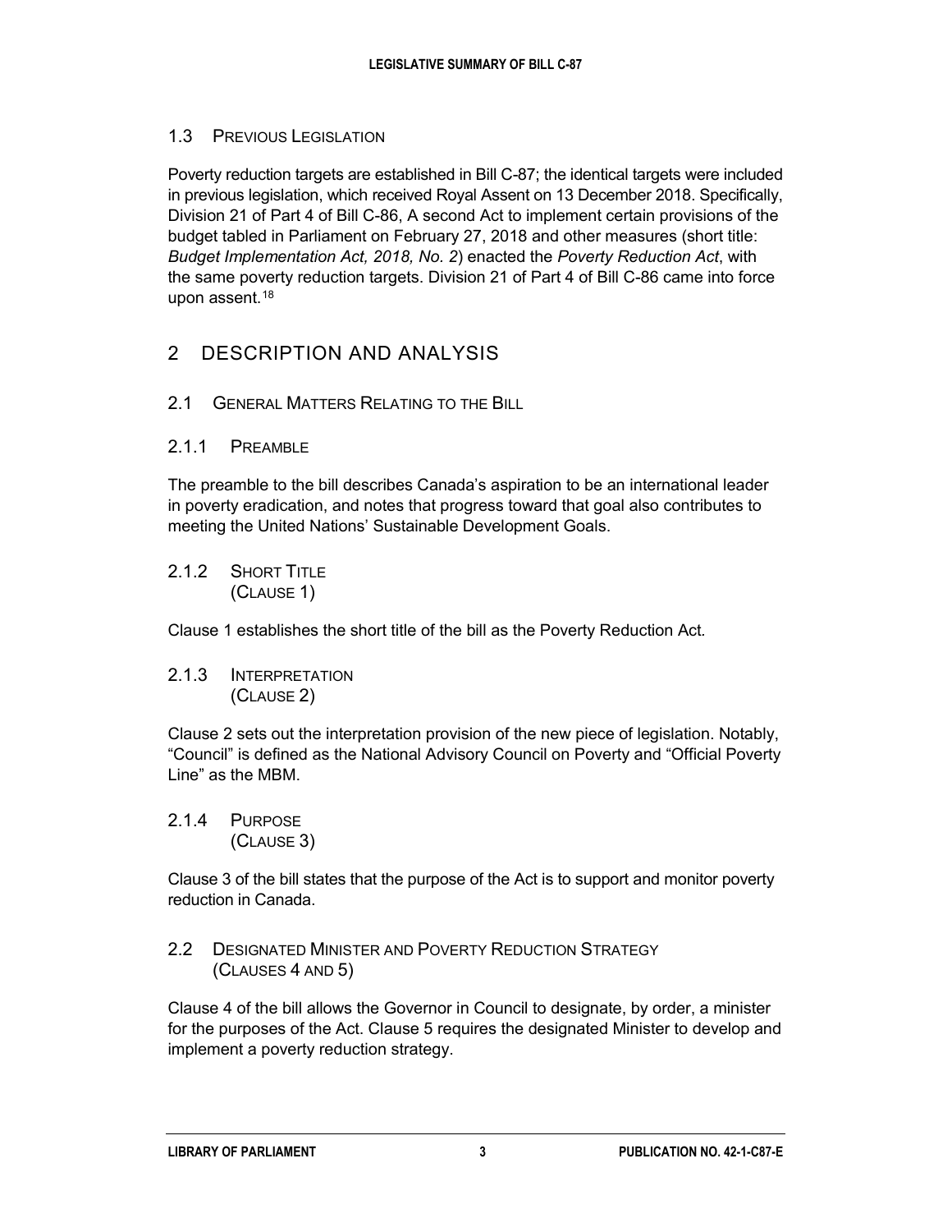### 1.3 Previous Legislation

Poverty reduction targets are established in Bill C-87; the identical targets were included in previous legislation, which received Royal Assent on 13 December 2018. Specifically, Division 21 of Part 4 of Bill C-86, A second Act to implement certain provisions of the budget tabled in Parliament on February 27, 2018 and other measures (short title: *Budget Implementation Act, 2018, No. 2*) enacted the *Poverty Reduction Act*, with the same poverty reduction targets. Division 21 of Part 4 of Bill C-86 came into force upon assent.[18]

## 2 Description and Analysis

### 2.1 General Matters Relating to the Bill

#### 2.1.1 Preamble

The preamble to the bill describes Canada's aspiration to be an international leader in poverty eradication, and notes that progress toward that goal also contributes to meeting the United Nations' Sustainable Development Goals.

#### 2.1.2 Short Title (Clause 1)

Clause 1 establishes the short title of the bill as the Poverty Reduction Act.

#### 2.1.3 Interpretation (Clause 2)

Clause 2 sets out the interpretation provision of the new piece of legislation. Notably, "Council" is defined as the National Advisory Council on Poverty and "Official Poverty Line" as the MBM.

#### 2.1.4 Purpose (Clause 3)

Clause 3 of the bill states that the purpose of the Act is to support and monitor poverty reduction in Canada.

### 2.2 Designated Minister and Poverty Reduction Strategy (Clauses 4 and 5)

Clause 4 of the bill allows the Governor in Council to designate, by order, a minister for the purposes of the Act. Clause 5 requires the designated Minister to develop and implement a poverty reduction strategy.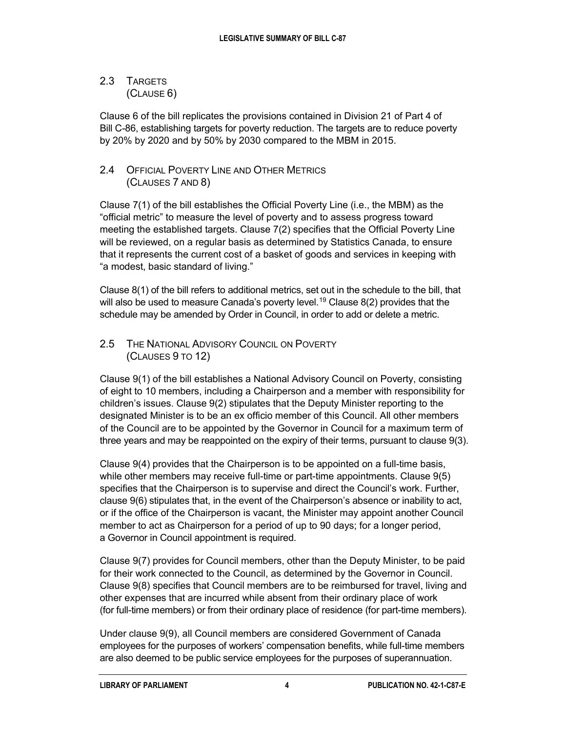### 2.3 Targets (Clause 6)

Clause 6 of the bill replicates the provisions contained in Division 21 of Part 4 of Bill C-86, establishing targets for poverty reduction. The targets are to reduce poverty by 20% by 2020 and by 50% by 2030 compared to the MBM in 2015.

### 2.4 Official Poverty Line and Other Metrics (Clauses 7 and 8)

Clause 7(1) of the bill establishes the Official Poverty Line (i.e., the MBM) as the "official metric" to measure the level of poverty and to assess progress toward meeting the established targets. Clause 7(2) specifies that the Official Poverty Line will be reviewed, on a regular basis as determined by Statistics Canada, to ensure that it represents the current cost of a basket of goods and services in keeping with "a modest, basic standard of living."

Clause 8(1) of the bill refers to additional metrics, set out in the schedule to the bill, that will also be used to measure Canada's poverty level.[19] Clause 8(2) provides that the schedule may be amended by Order in Council, in order to add or delete a metric.

### 2.5 The National Advisory Council on Poverty (Clauses 9 to 12)

Clause 9(1) of the bill establishes a National Advisory Council on Poverty, consisting of eight to 10 members, including a Chairperson and a member with responsibility for children's issues. Clause 9(2) stipulates that the Deputy Minister reporting to the designated Minister is to be an ex officio member of this Council. All other members of the Council are to be appointed by the Governor in Council for a maximum term of three years and may be reappointed on the expiry of their terms, pursuant to clause 9(3).

Clause 9(4) provides that the Chairperson is to be appointed on a full-time basis, while other members may receive full-time or part-time appointments. Clause 9(5) specifies that the Chairperson is to supervise and direct the Council's work. Further, clause 9(6) stipulates that, in the event of the Chairperson's absence or inability to act, or if the office of the Chairperson is vacant, the Minister may appoint another Council member to act as Chairperson for a period of up to 90 days; for a longer period, a Governor in Council appointment is required.

Clause 9(7) provides for Council members, other than the Deputy Minister, to be paid for their work connected to the Council, as determined by the Governor in Council. Clause 9(8) specifies that Council members are to be reimbursed for travel, living and other expenses that are incurred while absent from their ordinary place of work (for full-time members) or from their ordinary place of residence (for part-time members).

Under clause 9(9), all Council members are considered Government of Canada employees for the purposes of workers' compensation benefits, while full-time members are also deemed to be public service employees for the purposes of superannuation.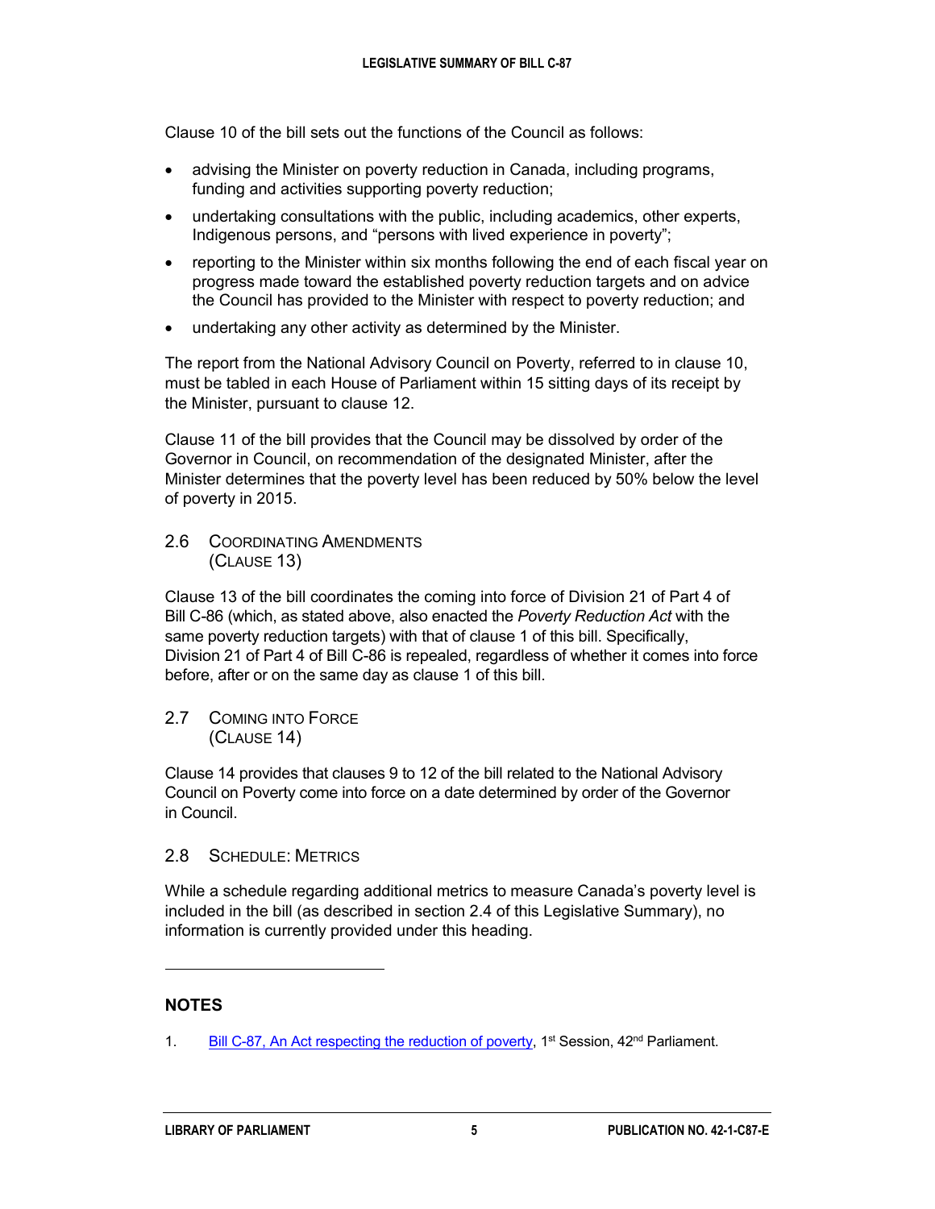Clause 10 of the bill sets out the functions of the Council as follows:

- advising the Minister on poverty reduction in Canada, including programs, funding and activities supporting poverty reduction;
- undertaking consultations with the public, including academics, other experts, Indigenous persons, and "persons with lived experience in poverty";
- reporting to the Minister within six months following the end of each fiscal year on progress made toward the established poverty reduction targets and on advice the Council has provided to the Minister with respect to poverty reduction; and
- undertaking any other activity as determined by the Minister.

The report from the National Advisory Council on Poverty, referred to in clause 10, must be tabled in each House of Parliament within 15 sitting days of its receipt by the Minister, pursuant to clause 12.

Clause 11 of the bill provides that the Council may be dissolved by order of the Governor in Council, on recommendation of the designated Minister, after the Minister determines that the poverty level has been reduced by 50% below the level of poverty in 2015.

### 2.6 Coordinating Amendments (Clause 13)

Clause 13 of the bill coordinates the coming into force of Division 21 of Part 4 of Bill C-86 (which, as stated above, also enacted the *Poverty Reduction Act* with the same poverty reduction targets) with that of clause 1 of this bill. Specifically, Division 21 of Part 4 of Bill C-86 is repealed, regardless of whether it comes into force before, after or on the same day as clause 1 of this bill.

### 2.7 Coming into Force (Clause 14)

Clause 14 provides that clauses 9 to 12 of the bill related to the National Advisory Council on Poverty come into force on a date determined by order of the Governor in Council.

### 2.8 Schedule: Metrics

While a schedule regarding additional metrics to measure Canada's poverty level is included in the bill (as described in section 2.4 of this Legislative Summary), no information is currently provided under this heading.

---

## NOTES

1. Bill C-87, An Act respecting the reduction of poverty, 1st Session, 42nd Parliament.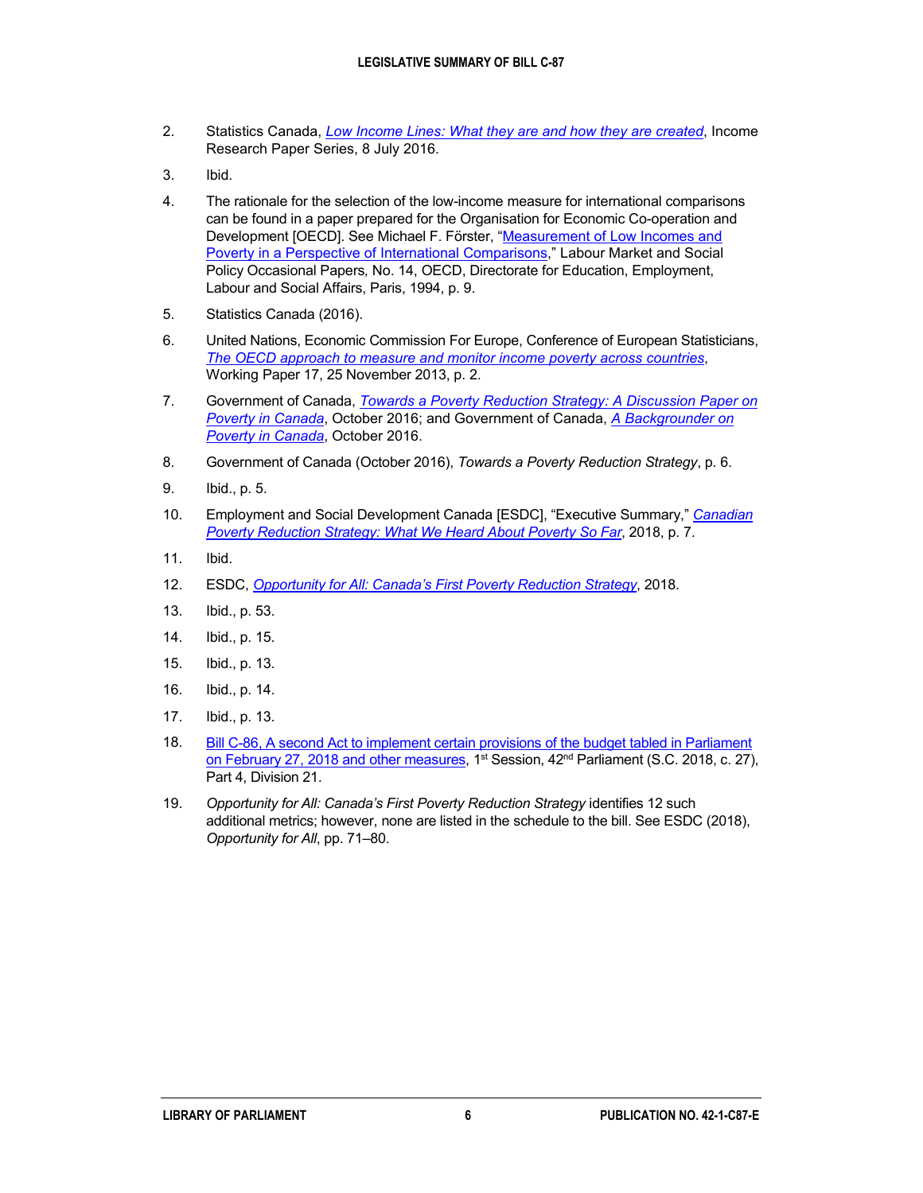2. Statistics Canada, *Low Income Lines: What they are and how they are created*, Income Research Paper Series, 8 July 2016.

3. Ibid.

4. The rationale for the selection of the low-income measure for international comparisons can be found in a paper prepared for the Organisation for Economic Co-operation and Development [OECD]. See Michael F. Förster, "Measurement of Low Incomes and Poverty in a Perspective of International Comparisons," Labour Market and Social Policy Occasional Papers, No. 14, OECD, Directorate for Education, Employment, Labour and Social Affairs, Paris, 1994, p. 9.

5. Statistics Canada (2016).

6. United Nations, Economic Commission For Europe, Conference of European Statisticians, *The OECD approach to measure and monitor income poverty across countries*, Working Paper 17, 25 November 2013, p. 2.

7. Government of Canada, *Towards a Poverty Reduction Strategy: A Discussion Paper on Poverty in Canada*, October 2016; and Government of Canada, *A Backgrounder on Poverty in Canada*, October 2016.

8. Government of Canada (October 2016), *Towards a Poverty Reduction Strategy*, p. 6.

9. Ibid., p. 5.

10. Employment and Social Development Canada [ESDC], "Executive Summary," *Canadian Poverty Reduction Strategy: What We Heard About Poverty So Far*, 2018, p. 7.

11. Ibid.

12. ESDC, *Opportunity for All: Canada's First Poverty Reduction Strategy*, 2018.

13. Ibid., p. 53.

14. Ibid., p. 15.

15. Ibid., p. 13.

16. Ibid., p. 14.

17. Ibid., p. 13.

18. Bill C-86, A second Act to implement certain provisions of the budget tabled in Parliament on February 27, 2018 and other measures, 1st Session, 42nd Parliament (S.C. 2018, c. 27), Part 4, Division 21.

19. *Opportunity for All: Canada's First Poverty Reduction Strategy* identifies 12 such additional metrics; however, none are listed in the schedule to the bill. See ESDC (2018), *Opportunity for All*, pp. 71–80.